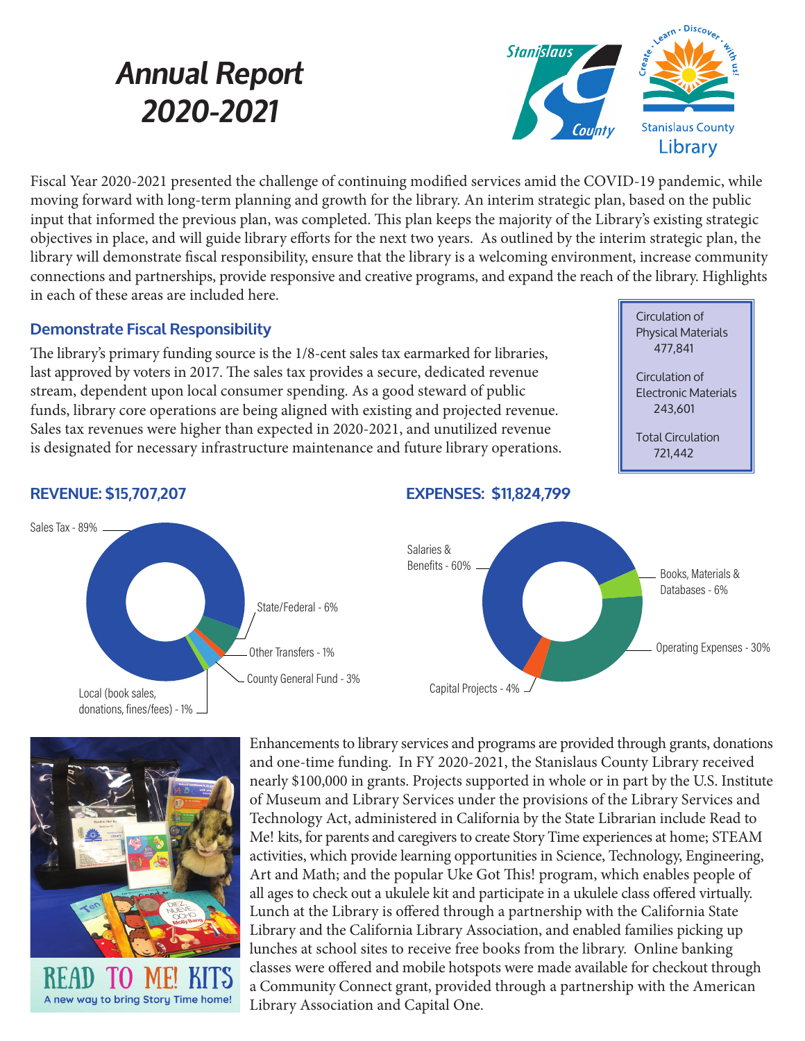# Annual Report 2020-2021

Fiscal Year 2020-2021 presented the challenge of continuing modified services amid the COVID-19 pandemic, while moving forward with long-term planning and growth for the library. An interim strategic plan, based on the public input that informed the previous plan, was completed. This plan keeps the majority of the Library's existing strategic objectives in place, and will guide library efforts for the next two years. As outlined by the interim strategic plan, the library will demonstrate fiscal responsibility, ensure that the library is a welcoming environment, increase community connections and partnerships, provide responsive and creative programs, and expand the reach of the library. Highlights in each of these areas are included here.

## Demonstrate Fiscal Responsibility

The library's primary funding source is the 1/8-cent sales tax earmarked for libraries, last approved by voters in 2017. The sales tax provides a secure, dedicated revenue stream, dependent upon local consumer spending. As a good steward of public funds, library core operations are being aligned with existing and projected revenue. Sales tax revenues were higher than expected in 2020-2021, and unutilized revenue is designated for necessary infrastructure maintenance and future library operations.

Circulation of Physical Materials
477,841

Circulation of Electronic Materials
243,601

Total Circulation
721,442

### REVENUE: $15,707,207

- Sales Tax - 89%
- State/Federal - 6%
- Other Transfers - 1%
- County General Fund - 3%
- Local (book sales, donations, fines/fees) - 1%

### EXPENSES: $11,824,799

- Salaries & Benefits - 60%
- Books, Materials & Databases - 6%
- Operating Expenses - 30%
- Capital Projects - 4%

READ TO ME! KITS
A new way to bring Story Time home!

Enhancements to library services and programs are provided through grants, donations and one-time funding. In FY 2020-2021, the Stanislaus County Library received nearly $100,000 in grants. Projects supported in whole or in part by the U.S. Institute of Museum and Library Services under the provisions of the Library Services and Technology Act, administered in California by the State Librarian include Read to Me! kits, for parents and caregivers to create Story Time experiences at home; STEAM activities, which provide learning opportunities in Science, Technology, Engineering, Art and Math; and the popular Uke Got This! program, which enables people of all ages to check out a ukulele kit and participate in a ukulele class offered virtually. Lunch at the Library is offered through a partnership with the California State Library and the California Library Association, and enabled families picking up lunches at school sites to receive free books from the library. Online banking classes were offered and mobile hotspots were made available for checkout through a Community Connect grant, provided through a partnership with the American Library Association and Capital One.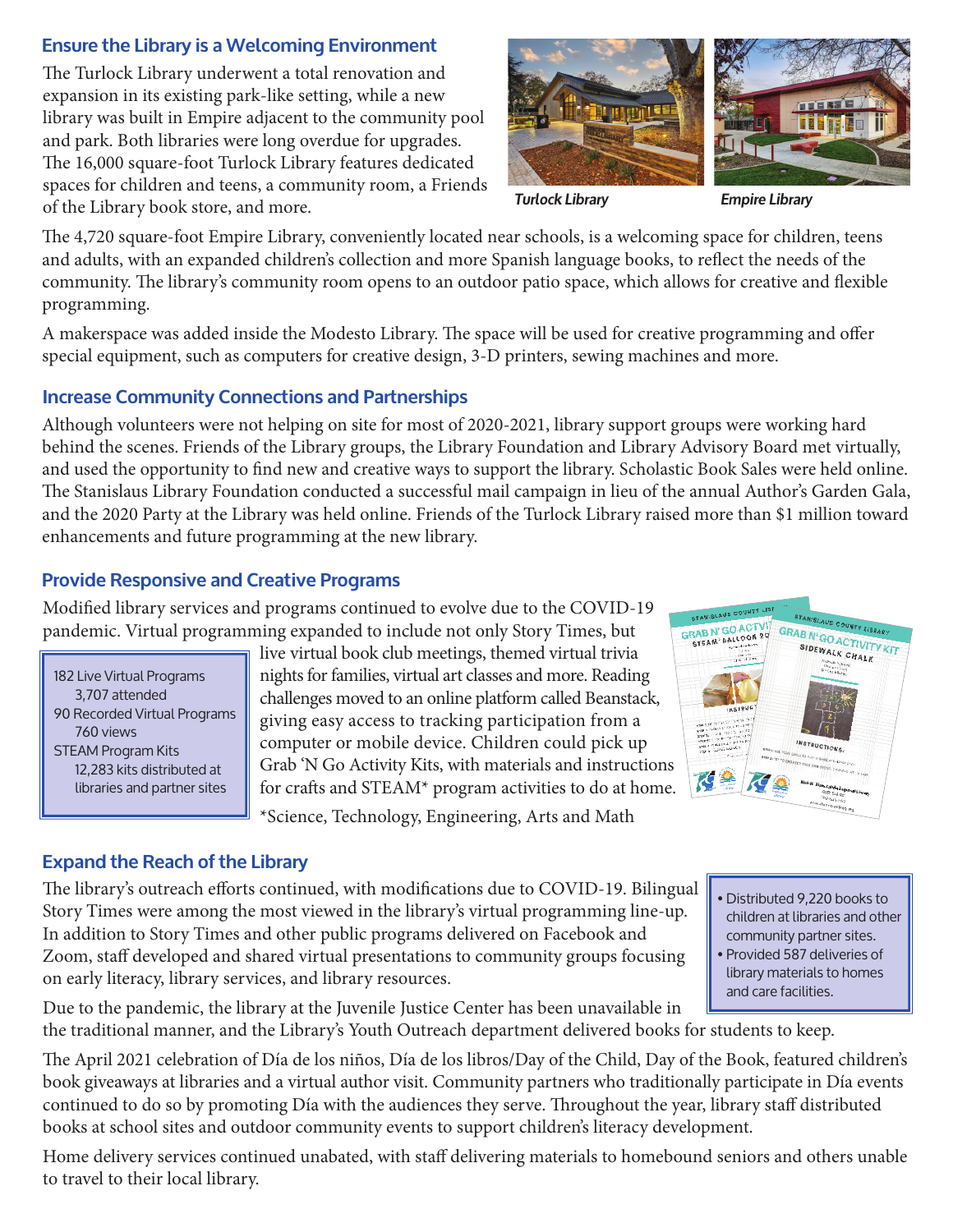## Ensure the Library is a Welcoming Environment

The Turlock Library underwent a total renovation and expansion in its existing park-like setting, while a new library was built in Empire adjacent to the community pool and park. Both libraries were long overdue for upgrades. The 16,000 square-foot Turlock Library features dedicated spaces for children and teens, a community room, a Friends of the Library book store, and more.

*Turlock Library*

*Empire Library*

The 4,720 square-foot Empire Library, conveniently located near schools, is a welcoming space for children, teens and adults, with an expanded children's collection and more Spanish language books, to reflect the needs of the community. The library's community room opens to an outdoor patio space, which allows for creative and flexible programming.

A makerspace was added inside the Modesto Library. The space will be used for creative programming and offer special equipment, such as computers for creative design, 3-D printers, sewing machines and more.

## Increase Community Connections and Partnerships

Although volunteers were not helping on site for most of 2020-2021, library support groups were working hard behind the scenes. Friends of the Library groups, the Library Foundation and Library Advisory Board met virtually, and used the opportunity to find new and creative ways to support the library. Scholastic Book Sales were held online. The Stanislaus Library Foundation conducted a successful mail campaign in lieu of the annual Author's Garden Gala, and the 2020 Party at the Library was held online. Friends of the Turlock Library raised more than $1 million toward enhancements and future programming at the new library.

## Provide Responsive and Creative Programs

Modified library services and programs continued to evolve due to the COVID-19 pandemic. Virtual programming expanded to include not only Story Times, but live virtual book club meetings, themed virtual trivia nights for families, virtual art classes and more. Reading challenges moved to an online platform called Beanstack, giving easy access to tracking participation from a computer or mobile device. Children could pick up Grab 'N Go Activity Kits, with materials and instructions for crafts and STEAM* program activities to do at home.

*Science, Technology, Engineering, Arts and Math

182 Live Virtual Programs
3,707 attended
90 Recorded Virtual Programs
760 views
STEAM Program Kits
12,283 kits distributed at libraries and partner sites

## Expand the Reach of the Library

The library's outreach efforts continued, with modifications due to COVID-19. Bilingual Story Times were among the most viewed in the library's virtual programming line-up. In addition to Story Times and other public programs delivered on Facebook and Zoom, staff developed and shared virtual presentations to community groups focusing on early literacy, library services, and library resources.

- Distributed 9,220 books to children at libraries and other community partner sites.
- Provided 587 deliveries of library materials to homes and care facilities.

Due to the pandemic, the library at the Juvenile Justice Center has been unavailable in the traditional manner, and the Library's Youth Outreach department delivered books for students to keep.

The April 2021 celebration of Día de los niños, Día de los libros/Day of the Child, Day of the Book, featured children's book giveaways at libraries and a virtual author visit. Community partners who traditionally participate in Día events continued to do so by promoting Día with the audiences they serve. Throughout the year, library staff distributed books at school sites and outdoor community events to support children's literacy development.

Home delivery services continued unabated, with staff delivering materials to homebound seniors and others unable to travel to their local library.